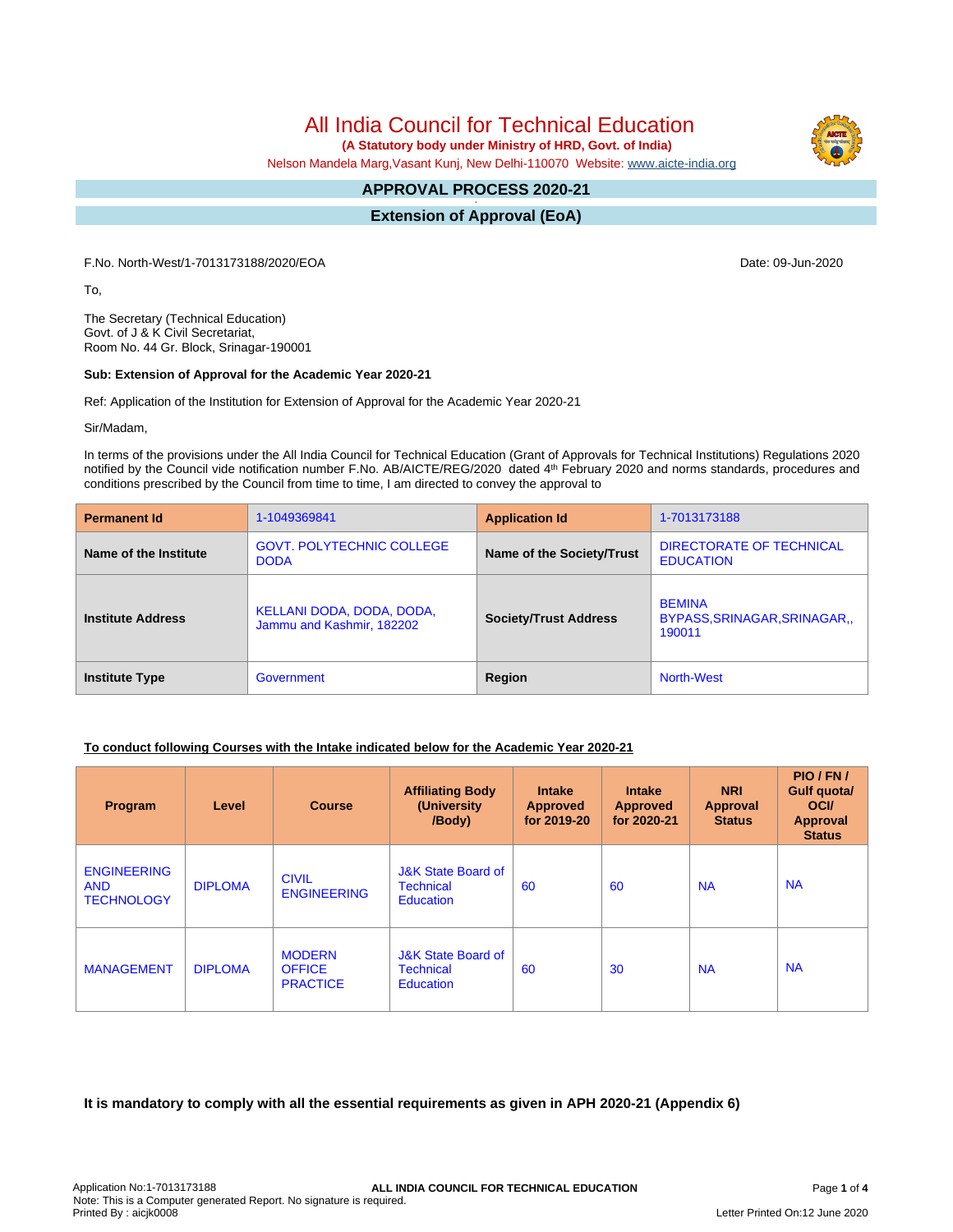# All India Council for Technical Education

**(A Statutory body under Ministry of HRD, Govt. of India)**

Nelson Mandela Marg,Vasant Kunj, New Delhi-110070 Website: www.aicte-india.org

## APPROVAL PROCESS 2020-21

## Extension of Approval (EoA)

F.No. North-West/1-7013173188/2020/EOA

Date: 09-Jun-2020

To,

The Secretary (Technical Education)
Govt. of J & K Civil Secretariat,
Room No. 44 Gr. Block, Srinagar-190001

**Sub: Extension of Approval for the Academic Year 2020-21**

Ref: Application of the Institution for Extension of Approval for the Academic Year 2020-21

Sir/Madam,

In terms of the provisions under the All India Council for Technical Education (Grant of Approvals for Technical Institutions) Regulations 2020 notified by the Council vide notification number F.No. AB/AICTE/REG/2020 dated 4th February 2020 and norms standards, procedures and conditions prescribed by the Council from time to time, I am directed to convey the approval to

| **Permanent Id** | 1-1049369841 | **Application Id** | 1-7013173188 |
|---|---|---|---|
| **Name of the Institute** | GOVT. POLYTECHNIC COLLEGE DODA | **Name of the Society/Trust** | DIRECTORATE OF TECHNICAL EDUCATION |
| **Institute Address** | KELLANI DODA, DODA, DODA, Jammu and Kashmir, 182202 | **Society/Trust Address** | BEMINA BYPASS,SRINAGAR,SRINAGAR,, 190011 |
| **Institute Type** | Government | **Region** | North-West |

**To conduct following Courses with the Intake indicated below for the Academic Year 2020-21**

| Program | Level | Course | Affiliating Body (University /Body) | Intake Approved for 2019-20 | Intake Approved for 2020-21 | NRI Approval Status | PIO / FN / Gulf quota/ OCI/ Approval Status |
|---|---|---|---|---|---|---|---|
| ENGINEERING AND TECHNOLOGY | DIPLOMA | CIVIL ENGINEERING | J&K State Board of Technical Education | 60 | 60 | NA | NA |
| MANAGEMENT | DIPLOMA | MODERN OFFICE PRACTICE | J&K State Board of Technical Education | 60 | 30 | NA | NA |

**It is mandatory to comply with all the essential requirements as given in APH 2020-21 (Appendix 6)**

Application No:1-7013173188
Note: This is a Computer generated Report. No signature is required.
Printed By : aicjk0008

Letter Printed On:12 June 2020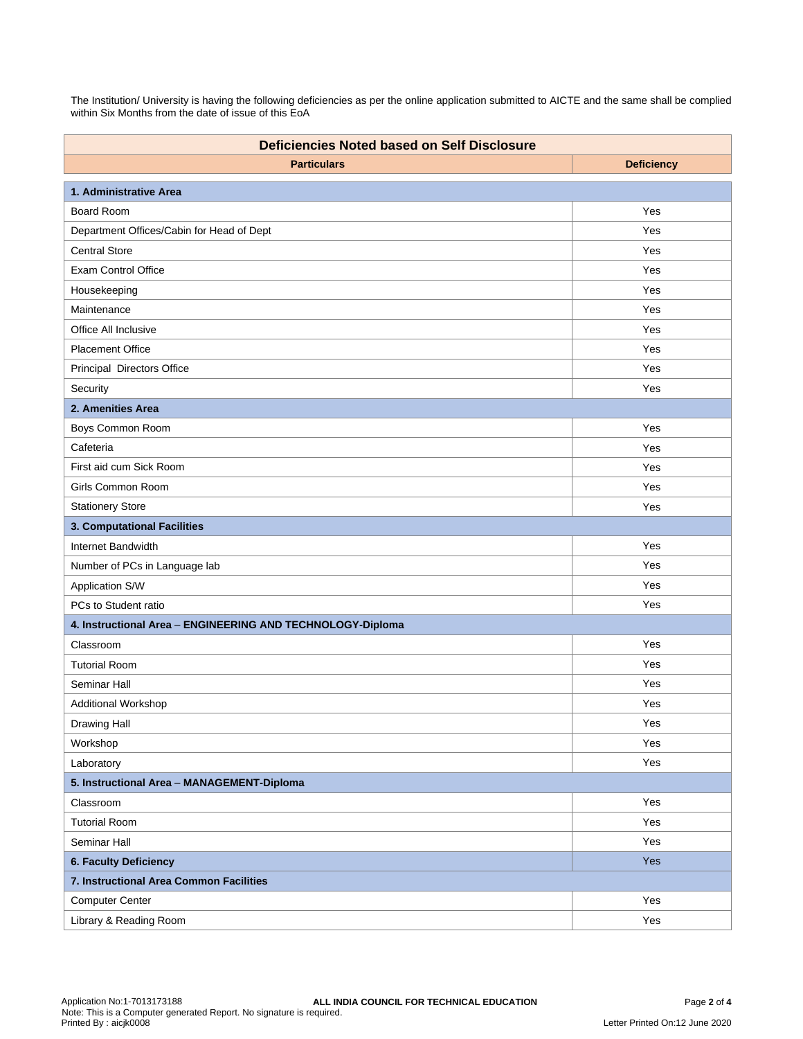The Institution/ University is having the following deficiencies as per the online application submitted to AICTE and the same shall be complied within Six Months from the date of issue of this EoA

| Deficiencies Noted based on Self Disclosure | |
|---|---|
| **Particulars** | **Deficiency** |
| **1. Administrative Area** | |
| Board Room | Yes |
| Department Offices/Cabin for Head of Dept | Yes |
| Central Store | Yes |
| Exam Control Office | Yes |
| Housekeeping | Yes |
| Maintenance | Yes |
| Office All Inclusive | Yes |
| Placement Office | Yes |
| Principal Directors Office | Yes |
| Security | Yes |
| **2. Amenities Area** | |
| Boys Common Room | Yes |
| Cafeteria | Yes |
| First aid cum Sick Room | Yes |
| Girls Common Room | Yes |
| Stationery Store | Yes |
| **3. Computational Facilities** | |
| Internet Bandwidth | Yes |
| Number of PCs in Language lab | Yes |
| Application S/W | Yes |
| PCs to Student ratio | Yes |
| **4. Instructional Area – ENGINEERING AND TECHNOLOGY-Diploma** | |
| Classroom | Yes |
| Tutorial Room | Yes |
| Seminar Hall | Yes |
| Additional Workshop | Yes |
| Drawing Hall | Yes |
| Workshop | Yes |
| Laboratory | Yes |
| **5. Instructional Area – MANAGEMENT-Diploma** | |
| Classroom | Yes |
| Tutorial Room | Yes |
| Seminar Hall | Yes |
| **6. Faculty Deficiency** | Yes |
| **7. Instructional Area Common Facilities** | |
| Computer Center | Yes |
| Library & Reading Room | Yes |

Application No:1-7013173188
Note: This is a Computer generated Report. No signature is required.
Printed By : aicjk0008

**ALL INDIA COUNCIL FOR TECHNICAL EDUCATION**

Letter Printed On:12 June 2020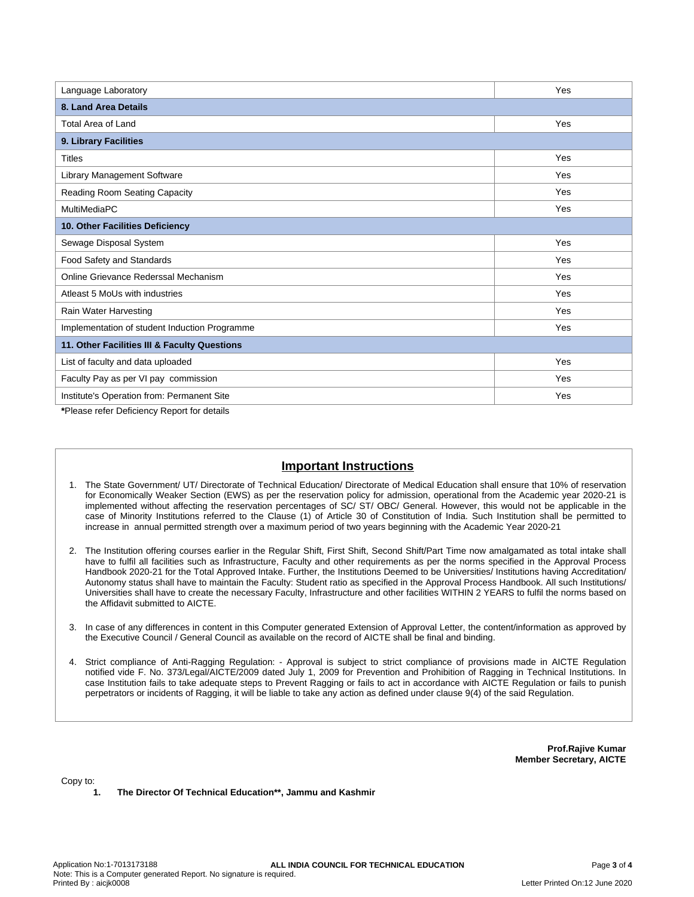| | |
|---|---|
| Language Laboratory | Yes |
| **8. Land Area Details** | |
| Total Area of Land | Yes |
| **9. Library Facilities** | |
| Titles | Yes |
| Library Management Software | Yes |
| Reading Room Seating Capacity | Yes |
| MultiMediaPC | Yes |
| **10. Other Facilities Deficiency** | |
| Sewage Disposal System | Yes |
| Food Safety and Standards | Yes |
| Online Grievance Rederssal Mechanism | Yes |
| Atleast 5 MoUs with industries | Yes |
| Rain Water Harvesting | Yes |
| Implementation of student Induction Programme | Yes |
| **11. Other Facilities III & Faculty Questions** | |
| List of faculty and data uploaded | Yes |
| Faculty Pay as per VI pay commission | Yes |
| Institute's Operation from: Permanent Site | Yes |

**\***Please refer Deficiency Report for details

## Important Instructions

1. The State Government/ UT/ Directorate of Technical Education/ Directorate of Medical Education shall ensure that 10% of reservation for Economically Weaker Section (EWS) as per the reservation policy for admission, operational from the Academic year 2020-21 is implemented without affecting the reservation percentages of SC/ ST/ OBC/ General. However, this would not be applicable in the case of Minority Institutions referred to the Clause (1) of Article 30 of Constitution of India. Such Institution shall be permitted to increase in annual permitted strength over a maximum period of two years beginning with the Academic Year 2020-21

2. The Institution offering courses earlier in the Regular Shift, First Shift, Second Shift/Part Time now amalgamated as total intake shall have to fulfil all facilities such as Infrastructure, Faculty and other requirements as per the norms specified in the Approval Process Handbook 2020-21 for the Total Approved Intake. Further, the Institutions Deemed to be Universities/ Institutions having Accreditation/ Autonomy status shall have to maintain the Faculty: Student ratio as specified in the Approval Process Handbook. All such Institutions/ Universities shall have to create the necessary Faculty, Infrastructure and other facilities WITHIN 2 YEARS to fulfil the norms based on the Affidavit submitted to AICTE.

3. In case of any differences in content in this Computer generated Extension of Approval Letter, the content/information as approved by the Executive Council / General Council as available on the record of AICTE shall be final and binding.

4. Strict compliance of Anti-Ragging Regulation: - Approval is subject to strict compliance of provisions made in AICTE Regulation notified vide F. No. 373/Legal/AICTE/2009 dated July 1, 2009 for Prevention and Prohibition of Ragging in Technical Institutions. In case Institution fails to take adequate steps to Prevent Ragging or fails to act in accordance with AICTE Regulation or fails to punish perpetrators or incidents of Ragging, it will be liable to take any action as defined under clause 9(4) of the said Regulation.

**Prof.Rajive Kumar**
**Member Secretary, AICTE**

Copy to:

1. **The Director Of Technical Education\*\*, Jammu and Kashmir**

Application No:1-7013173188 — **ALL INDIA COUNCIL FOR TECHNICAL EDUCATION**
Note: This is a Computer generated Report. No signature is required.
Printed By : aicjk0008 — Letter Printed On:12 June 2020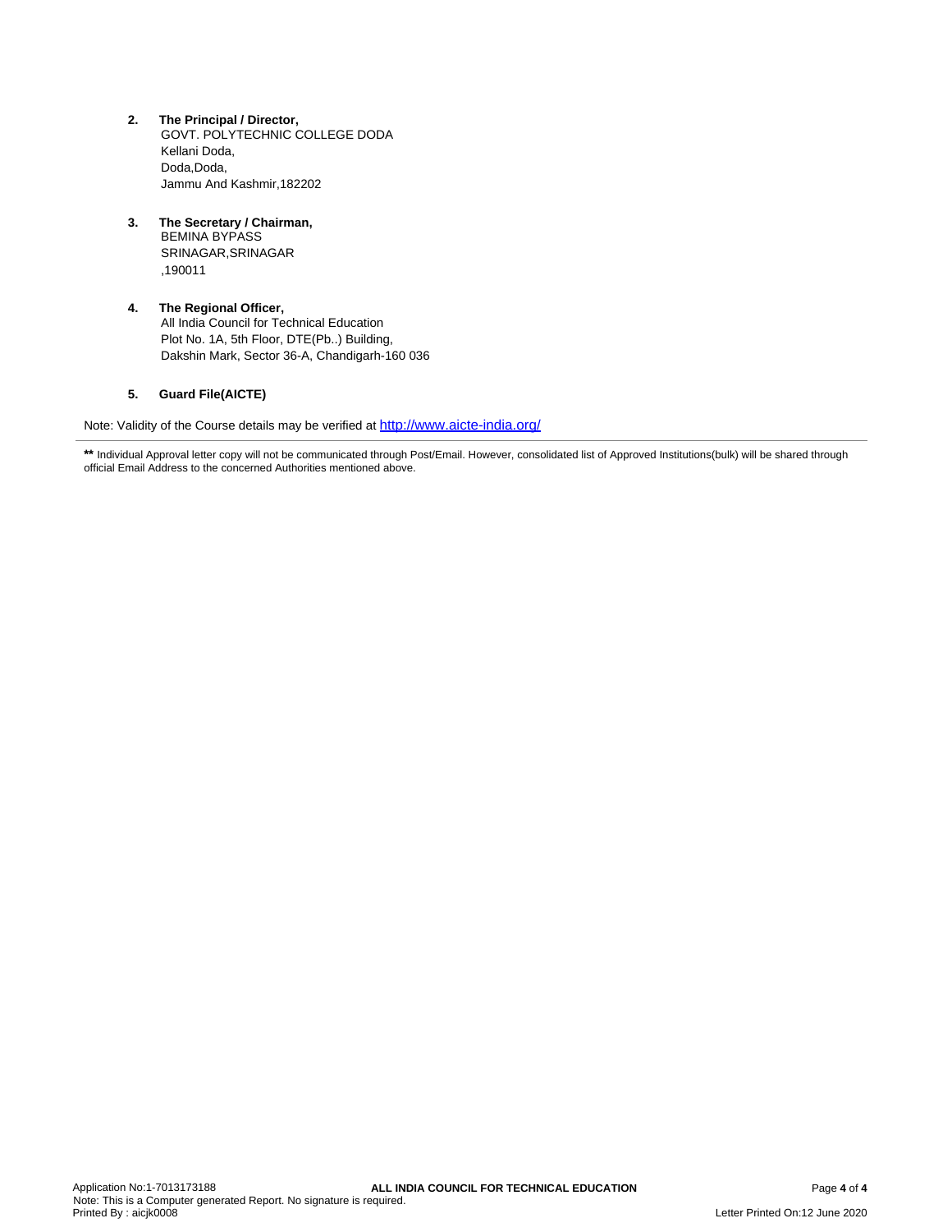2. **The Principal / Director,**
   GOVT. POLYTECHNIC COLLEGE DODA
   Kellani Doda,
   Doda,Doda,
   Jammu And Kashmir,182202

3. **The Secretary / Chairman,**
   BEMINA BYPASS
   SRINAGAR,SRINAGAR
   ,190011

4. **The Regional Officer,**
   All India Council for Technical Education
   Plot No. 1A, 5th Floor, DTE(Pb..) Building,
   Dakshin Mark, Sector 36-A, Chandigarh-160 036

5. **Guard File(AICTE)**

Note: Validity of the Course details may be verified at http://www.aicte-india.org/

---

**\*\*** Individual Approval letter copy will not be communicated through Post/Email. However, consolidated list of Approved Institutions(bulk) will be shared through official Email Address to the concerned Authorities mentioned above.

Application No:1-7013173188 **ALL INDIA COUNCIL FOR TECHNICAL EDUCATION**
Note: This is a Computer generated Report. No signature is required.
Printed By : aicjk0008 Letter Printed On:12 June 2020